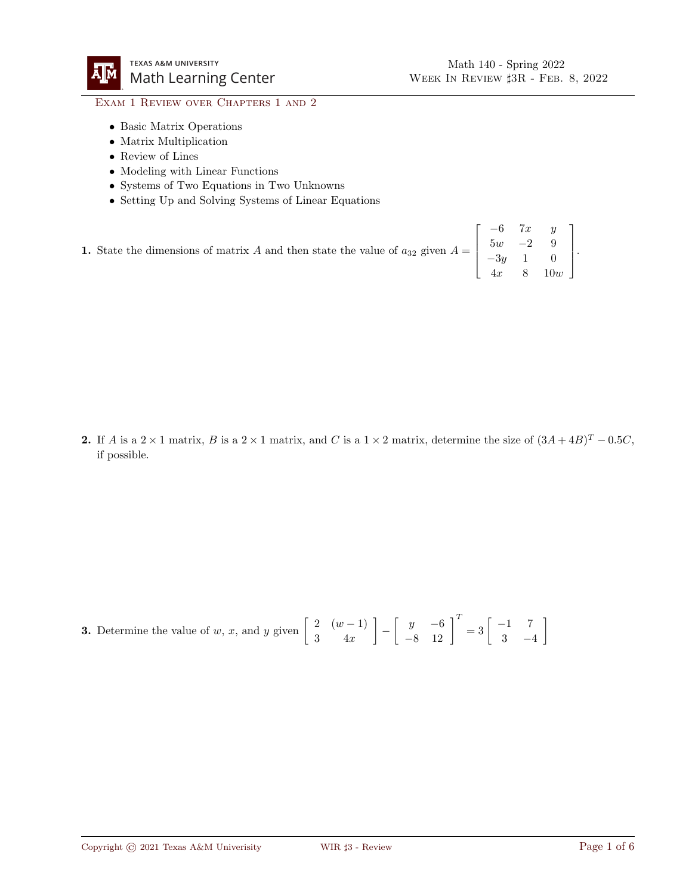## Exam 1 Review over Chapters 1 and 2

- Basic Matrix Operations
- Matrix Multiplication
- Review of Lines
- Modeling with Linear Functions
- Systems of Two Equations in Two Unknowns
- Setting Up and Solving Systems of Linear Equations

**1.** State the dimensions of matrix $A$ and then state the value of $a_{32}$ given $A = \begin{bmatrix} -6 & 7x & y \\ 5w & -2 & 9 \\ -3y & 1 & 0 \\ 4x & 8 & 10w \end{bmatrix}$.

**2.** If $A$ is a $2 \times 1$ matrix, $B$ is a $2 \times 1$ matrix, and $C$ is a $1 \times 2$ matrix, determine the size of $(3A + 4B)^T - 0.5C$, if possible.

**3.** Determine the value of $w$, $x$, and $y$ given $\begin{bmatrix} 2 & (w-1) \\ 3 & 4x \end{bmatrix} - \begin{bmatrix} y & -6 \\ -8 & 12 \end{bmatrix}^T = 3 \begin{bmatrix} -1 & 7 \\ 3 & -4 \end{bmatrix}$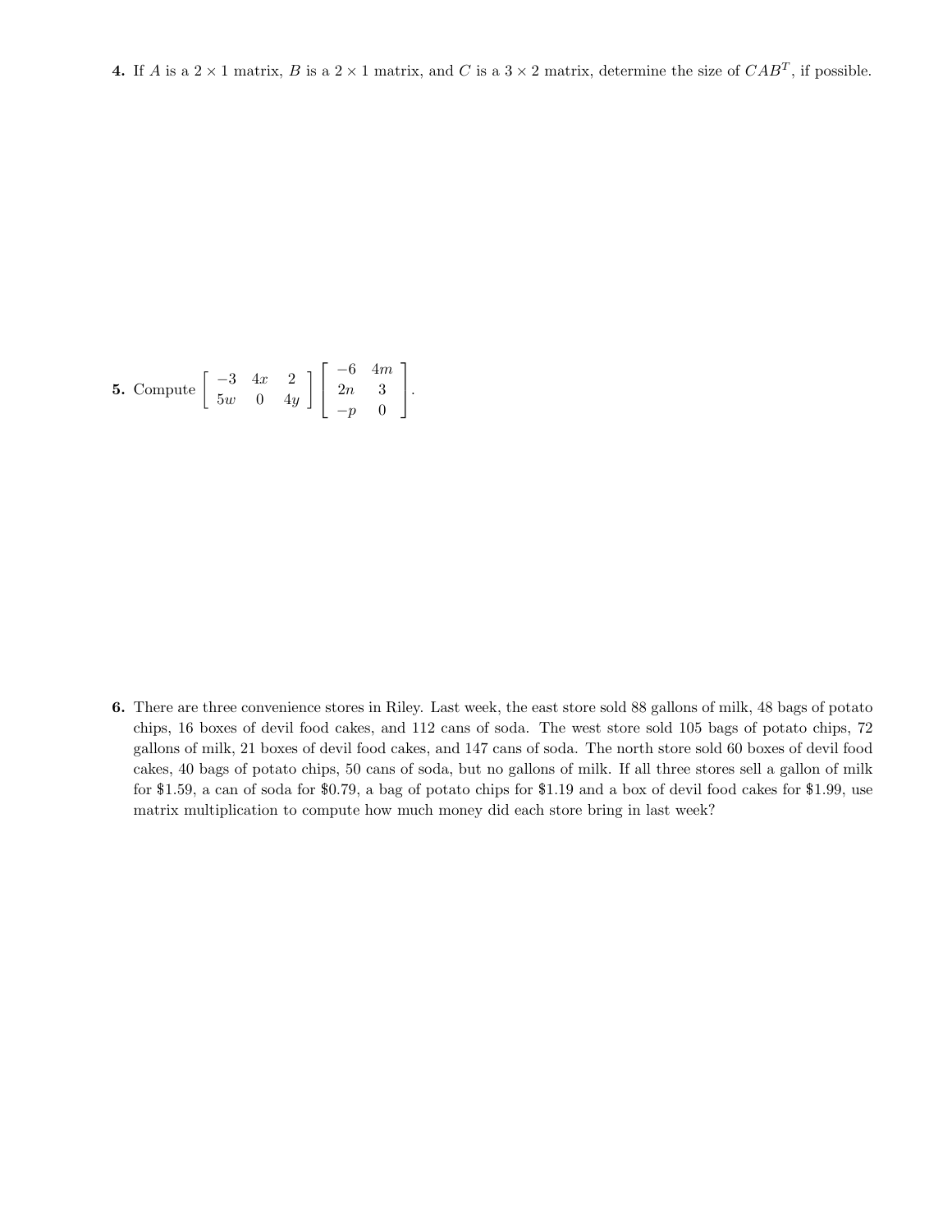**4.** If $A$ is a $2 \times 1$ matrix, $B$ is a $2 \times 1$ matrix, and $C$ is a $3 \times 2$ matrix, determine the size of $CAB^T$, if possible.

**5.** Compute $\begin{bmatrix} -3 & 4x & 2 \\ 5w & 0 & 4y \end{bmatrix} \begin{bmatrix} -6 & 4m \\ 2n & 3 \\ -p & 0 \end{bmatrix}$.

**6.** There are three convenience stores in Riley. Last week, the east store sold 88 gallons of milk, 48 bags of potato chips, 16 boxes of devil food cakes, and 112 cans of soda. The west store sold 105 bags of potato chips, 72 gallons of milk, 21 boxes of devil food cakes, and 147 cans of soda. The north store sold 60 boxes of devil food cakes, 40 bags of potato chips, 50 cans of soda, but no gallons of milk. If all three stores sell a gallon of milk for \$1.59, a can of soda for \$0.79, a bag of potato chips for \$1.19 and a box of devil food cakes for \$1.99, use matrix multiplication to compute how much money did each store bring in last week?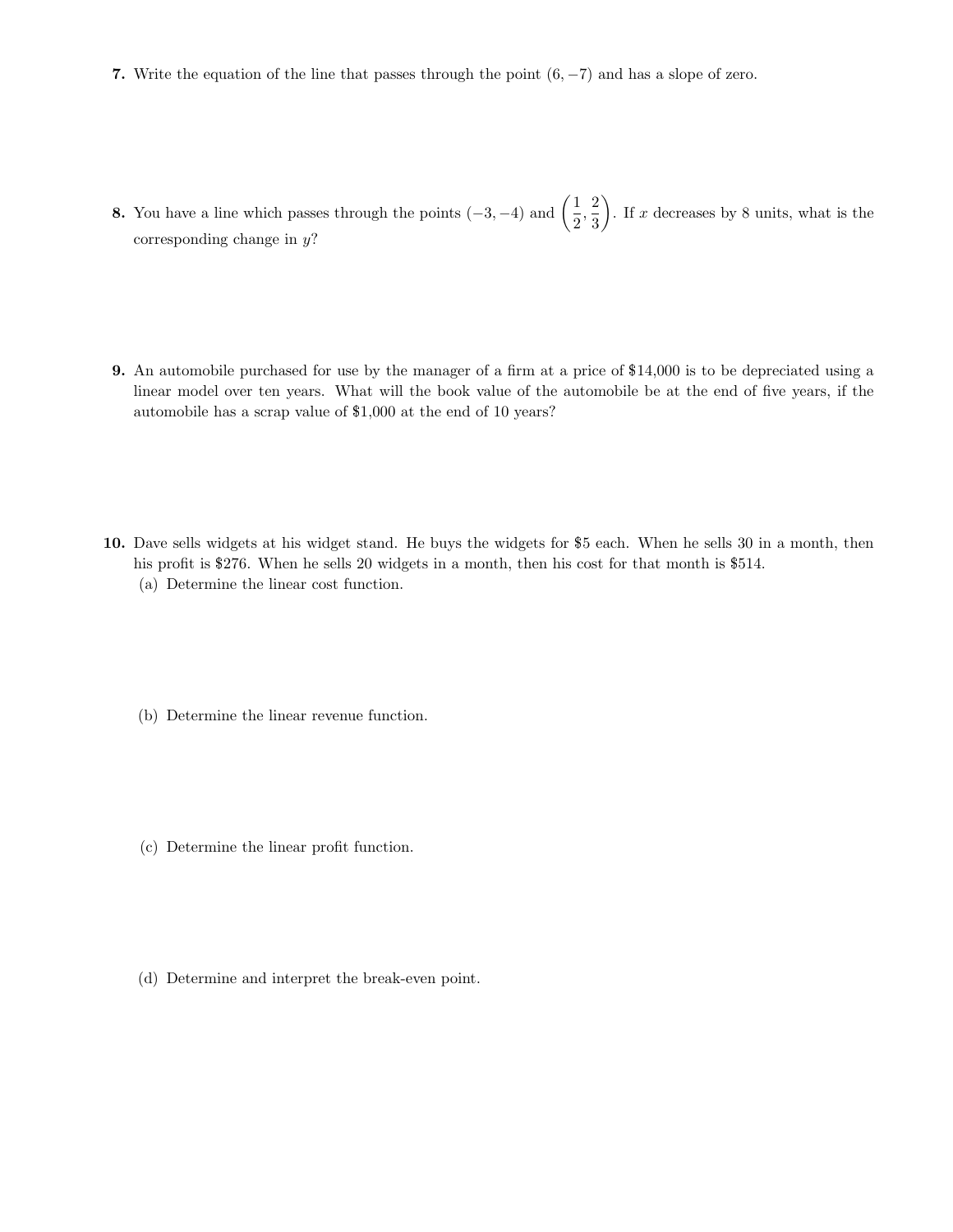**7.** Write the equation of the line that passes through the point $(6, -7)$ and has a slope of zero.

**8.** You have a line which passes through the points $(-3, -4)$ and $\left(\frac{1}{2}, \frac{2}{3}\right)$. If $x$ decreases by 8 units, what is the corresponding change in $y$?

**9.** An automobile purchased for use by the manager of a firm at a price of $14,000 is to be depreciated using a linear model over ten years. What will the book value of the automobile be at the end of five years, if the automobile has a scrap value of $1,000 at the end of 10 years?

**10.** Dave sells widgets at his widget stand. He buys the widgets for $5 each. When he sells 30 in a month, then his profit is $276. When he sells 20 widgets in a month, then his cost for that month is $514.

(a) Determine the linear cost function.

(b) Determine the linear revenue function.

(c) Determine the linear profit function.

(d) Determine and interpret the break-even point.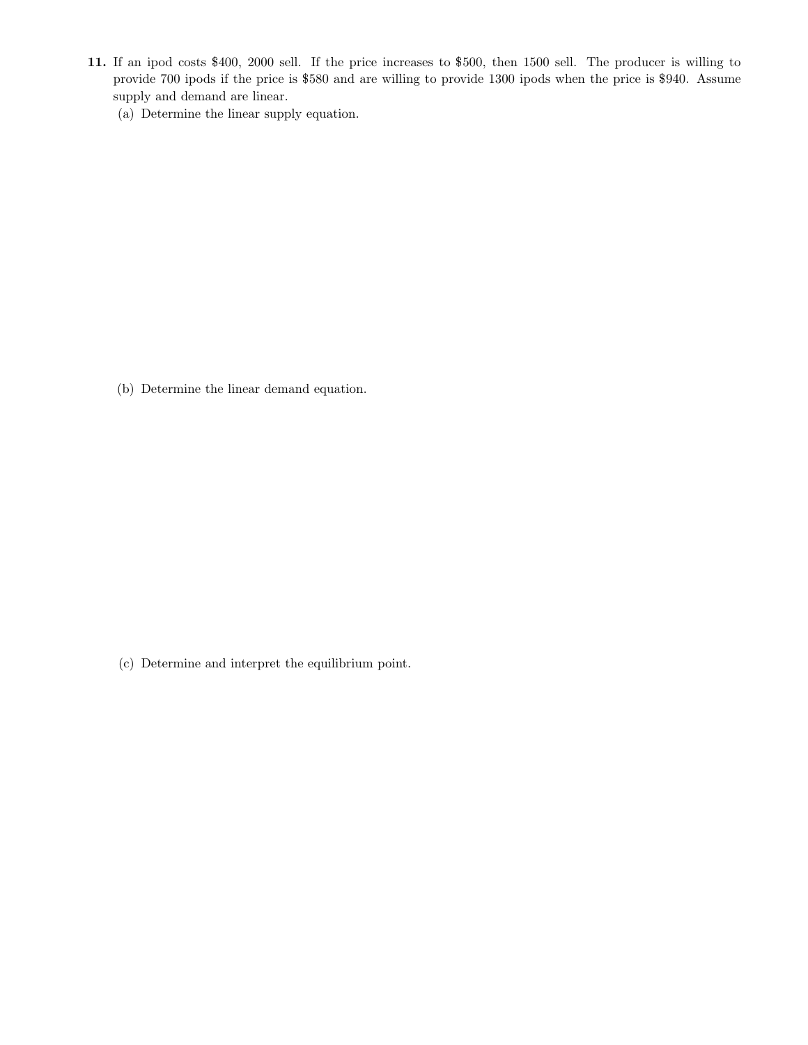**11.** If an ipod costs \$400, 2000 sell. If the price increases to \$500, then 1500 sell. The producer is willing to provide 700 ipods if the price is \$580 and are willing to provide 1300 ipods when the price is \$940. Assume supply and demand are linear.

(a) Determine the linear supply equation.

(b) Determine the linear demand equation.

(c) Determine and interpret the equilibrium point.